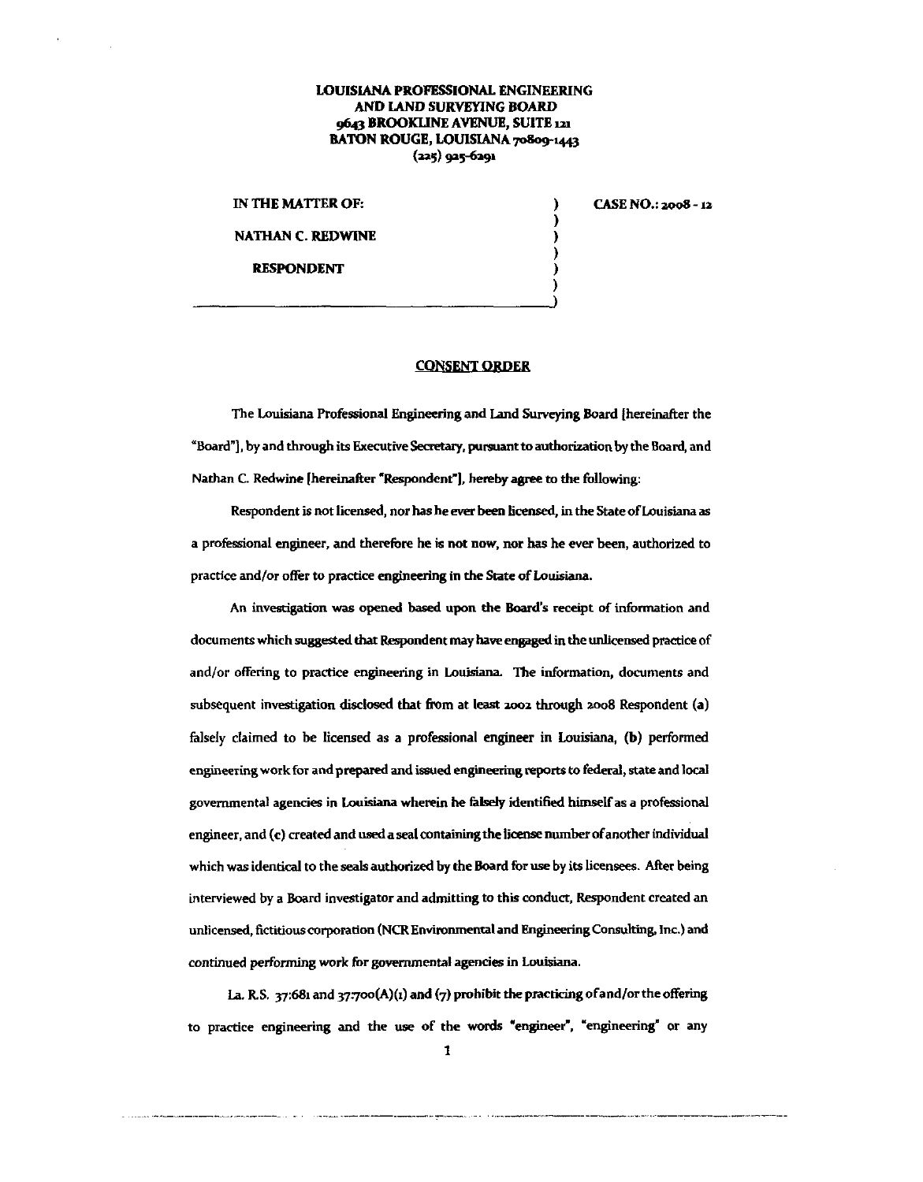**LOUISIANA PROFESSIONAL ENGINEERING**
**AND LAND SURVEYING BOARD**
**9643 BROOKLINE AVENUE, SUITE 121**
**BATON ROUGE, LOUISIANA 70809-1443**
**(225) 925-6291**

**IN THE MATTER OF:**

**NATHAN C. REDWINE**

**RESPONDENT**

**CASE NO.: 2008 - 12**

## CONSENT ORDER

The Louisiana Professional Engineering and Land Surveying Board [hereinafter the "Board"], by and through its Executive Secretary, pursuant to authorization by the Board, and Nathan C. Redwine [hereinafter "Respondent"], hereby agree to the following:

Respondent is not licensed, nor has he ever been licensed, in the State of Louisiana as a professional engineer, and therefore he is not now, nor has he ever been, authorized to practice and/or offer to practice engineering in the State of Louisiana.

An investigation was opened based upon the Board's receipt of information and documents which suggested that Respondent may have engaged in the unlicensed practice of and/or offering to practice engineering in Louisiana. The information, documents and subsequent investigation disclosed that from at least 2002 through 2008 Respondent **(a)** falsely claimed to be licensed as a professional engineer in Louisiana, **(b)** performed engineering work for and prepared and issued engineering reports to federal, state and local governmental agencies in Louisiana wherein he falsely identified himself as a professional engineer, and **(c)** created and used a seal containing the license number of another individual which was identical to the seals authorized by the Board for use by its licensees. After being interviewed by a Board investigator and admitting to this conduct, Respondent created an unlicensed, fictitious corporation (NCR Environmental and Engineering Consulting, Inc.) and continued performing work for governmental agencies in Louisiana.

La. R.S. 37:681 and 37:700(A)(1) and (7) prohibit the practicing of and/or the offering to practice engineering and the use of the words "engineer", "engineering" or any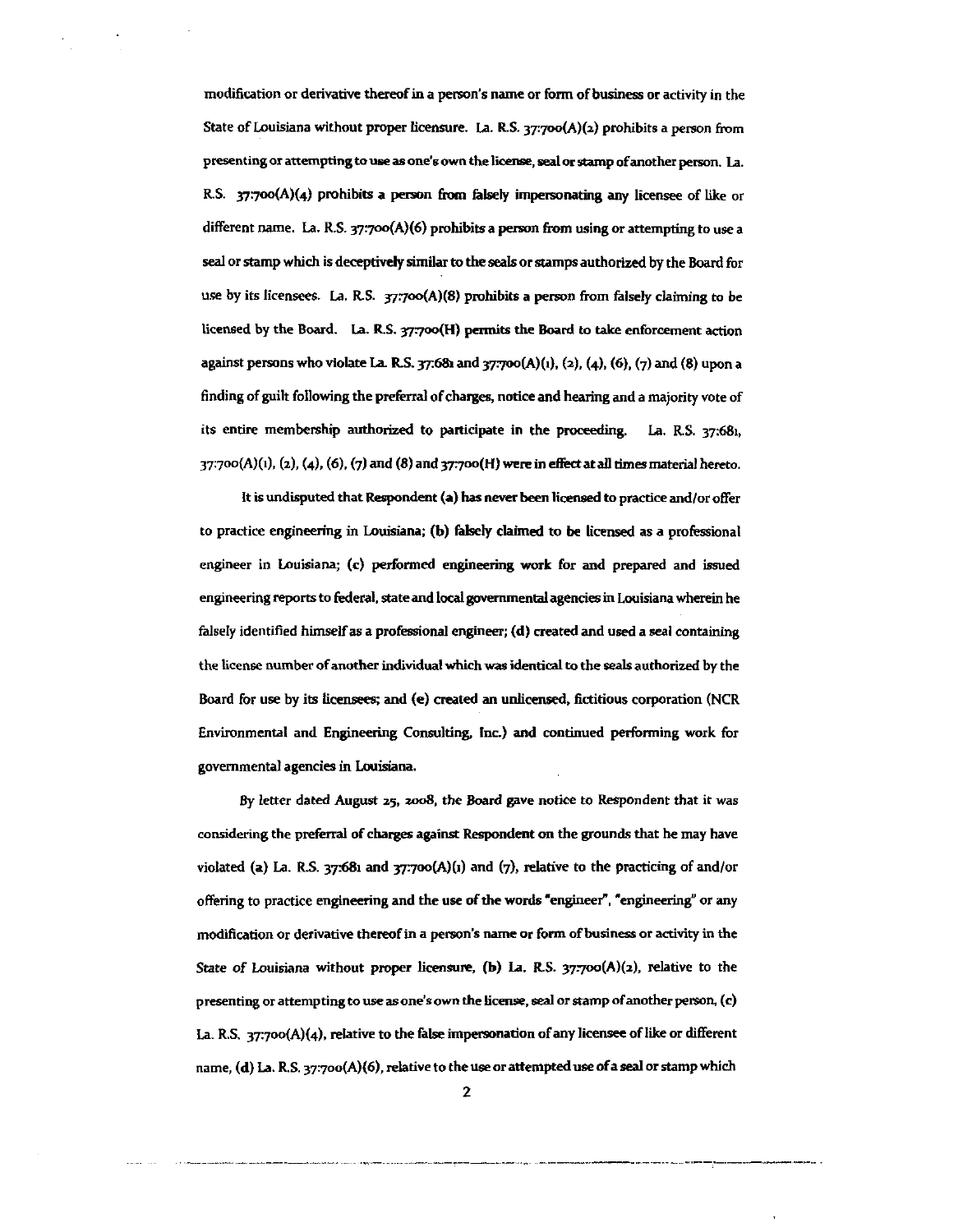modification or derivative thereof in a person's name or form of business or activity in the State of Louisiana without proper licensure. La. R.S. 37:700(A)(2) prohibits a person from presenting or attempting to use as one's own the license, seal or stamp of another person. La. R.S. 37:700(A)(4) prohibits a person from falsely impersonating any licensee of like or different name. La. R.S. 37:700(A)(6) prohibits a person from using or attempting to use a seal or stamp which is deceptively similar to the seals or stamps authorized by the Board for use by its licensees. La. R.S. 37:700(A)(8) prohibits a person from falsely claiming to be licensed by the Board. La. R.S. 37:700(H) permits the Board to take enforcement action against persons who violate La. R.S. 37:681 and 37:700(A)(1), (2), (4), (6), (7) and (8) upon a finding of guilt following the preferral of charges, notice and hearing and a majority vote of its entire membership authorized to participate in the proceeding. La. R.S. 37:681, 37:700(A)(1), (2), (4), (6), (7) and (8) and 37:700(H) were in effect at all times material hereto.

It is undisputed that Respondent (a) has never been licensed to practice and/or offer to practice engineering in Louisiana; (b) falsely claimed to be licensed as a professional engineer in Louisiana; (c) performed engineering work for and prepared and issued engineering reports to federal, state and local governmental agencies in Louisiana wherein he falsely identified himself as a professional engineer; (d) created and used a seal containing the license number of another individual which was identical to the seals authorized by the Board for use by its licensees; and (e) created an unlicensed, fictitious corporation (NCR Environmental and Engineering Consulting, Inc.) and continued performing work for governmental agencies in Louisiana.

By letter dated August 25, 2008, the Board gave notice to Respondent that it was considering the preferral of charges against Respondent on the grounds that he may have violated (a) La. R.S. 37:681 and 37:700(A)(1) and (7), relative to the practicing of and/or offering to practice engineering and the use of the words "engineer", "engineering" or any modification or derivative thereof in a person's name or form of business or activity in the State of Louisiana without proper licensure, (b) La. R.S. 37:700(A)(2), relative to the presenting or attempting to use as one's own the license, seal or stamp of another person, (c) La. R.S. 37:700(A)(4), relative to the false impersonation of any licensee of like or different name, (d) La. R.S. 37:700(A)(6), relative to the use or attempted use of a seal or stamp which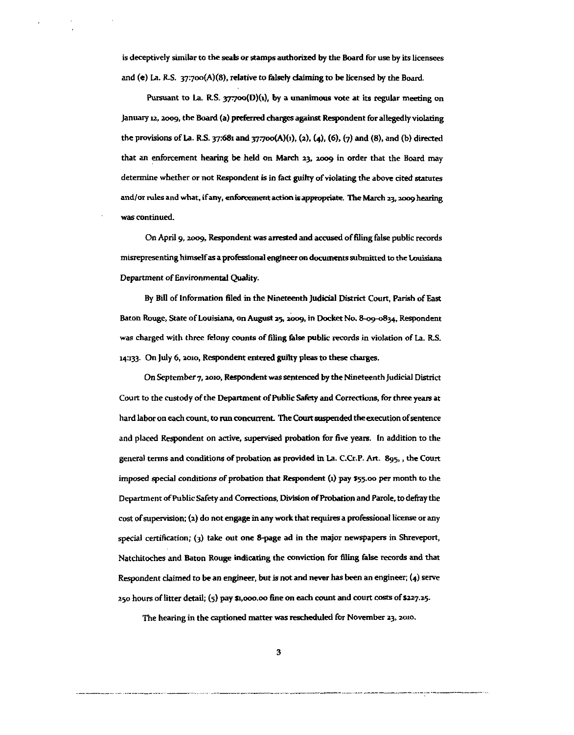is deceptively similar to the seals or stamps authorized by the Board for use by its licensees and (e) La. R.S. 37:700(A)(8), relative to falsely claiming to be licensed by the Board.

Pursuant to La. R.S. 37:700(D)(1), by a unanimous vote at its regular meeting on January 12, 2009, the Board (a) preferred charges against Respondent for allegedly violating the provisions of La. R.S. 37:681 and 37:700(A)(1), (2), (4), (6), (7) and (8), and (b) directed that an enforcement hearing be held on March 23, 2009 in order that the Board may determine whether or not Respondent is in fact guilty of violating the above cited statutes and/or rules and what, if any, enforcement action is appropriate. The March 23, 2009 hearing was continued.

On April 9, 2009, Respondent was arrested and accused of filing false public records misrepresenting himself as a professional engineer on documents submitted to the Louisiana Department of Environmental Quality.

By Bill of Information filed in the Nineteenth Judicial District Court, Parish of East Baton Rouge, State of Louisiana, on August 25, 2009, in Docket No. 8-09-0834, Respondent was charged with three felony counts of filing false public records in violation of La. R.S. 14:133. On July 6, 2010, Respondent entered guilty pleas to these charges.

On September 7, 2010, Respondent was sentenced by the Nineteenth Judicial District Court to the custody of the Department of Public Safety and Corrections, for three years at hard labor on each count, to run concurrent. The Court suspended the execution of sentence and placed Respondent on active, supervised probation for five years. In addition to the general terms and conditions of probation as provided in La. C.Cr.P. Art. 895, , the Court imposed special conditions of probation that Respondent (1) pay $55.00 per month to the Department of Public Safety and Corrections, Division of Probation and Parole, to defray the cost of supervision; (2) do not engage in any work that requires a professional license or any special certification; (3) take out one 8-page ad in the major newspapers in Shreveport, Natchitoches and Baton Rouge indicating the conviction for filing false records and that Respondent claimed to be an engineer, but is not and never has been an engineer; (4) serve 250 hours of litter detail; (5) pay $1,000.00 fine on each count and court costs of $227.25.

The hearing in the captioned matter was rescheduled for November 23, 2010.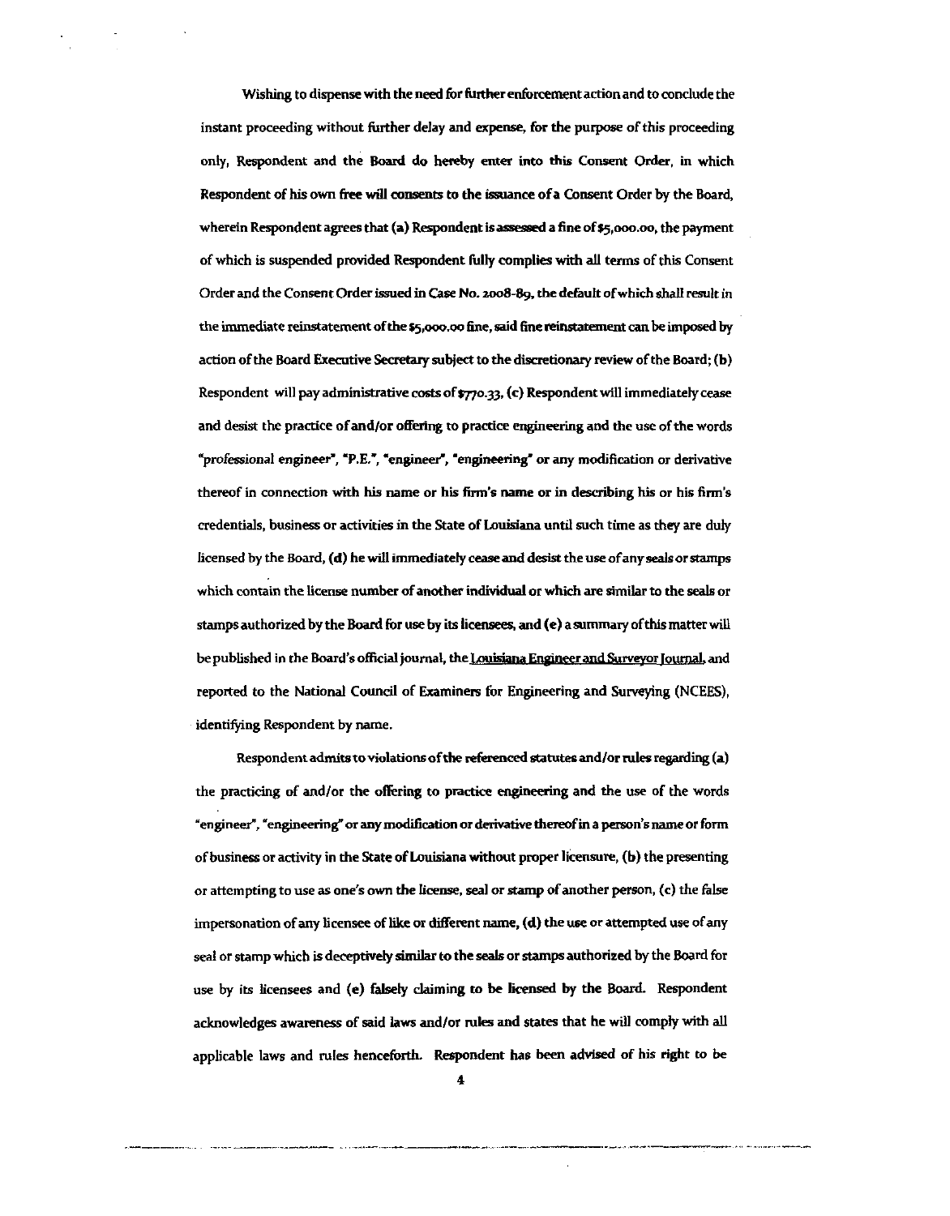Wishing to dispense with the need for further enforcement action and to conclude the instant proceeding without further delay and expense, for the purpose of this proceeding only, Respondent and the Board do hereby enter into this Consent Order, in which Respondent of his own free will consents to the issuance of a Consent Order by the Board, wherein Respondent agrees that (a) Respondent is assessed a fine of $5,000.00, the payment of which is suspended provided Respondent fully complies with all terms of this Consent Order and the Consent Order issued in Case No. 2008-89, the default of which shall result in the immediate reinstatement of the $5,000.00 fine, said fine reinstatement can be imposed by action of the Board Executive Secretary subject to the discretionary review of the Board; (b) Respondent will pay administrative costs of $770.33, (c) Respondent will immediately cease and desist the practice of and/or offering to practice engineering and the use of the words "professional engineer", "P.E.", "engineer", "engineering" or any modification or derivative thereof in connection with his name or his firm's name or in describing his or his firm's credentials, business or activities in the State of Louisiana until such time as they are duly licensed by the Board, (d) he will immediately cease and desist the use of any seals or stamps which contain the license number of another individual or which are similar to the seals or stamps authorized by the Board for use by its licensees, and (e) a summary of this matter will be published in the Board's official journal, the Louisiana Engineer and Surveyor Journal, and reported to the National Council of Examiners for Engineering and Surveying (NCEES), identifying Respondent by name.

Respondent admits to violations of the referenced statutes and/or rules regarding (a) the practicing of and/or the offering to practice engineering and the use of the words "engineer", "engineering" or any modification or derivative thereof in a person's name or form of business or activity in the State of Louisiana without proper licensure, (b) the presenting or attempting to use as one's own the license, seal or stamp of another person, (c) the false impersonation of any licensee of like or different name, (d) the use or attempted use of any seal or stamp which is deceptively similar to the seals or stamps authorized by the Board for use by its licensees and (e) falsely claiming to be licensed by the Board. Respondent acknowledges awareness of said laws and/or rules and states that he will comply with all applicable laws and rules henceforth. Respondent has been advised of his right to be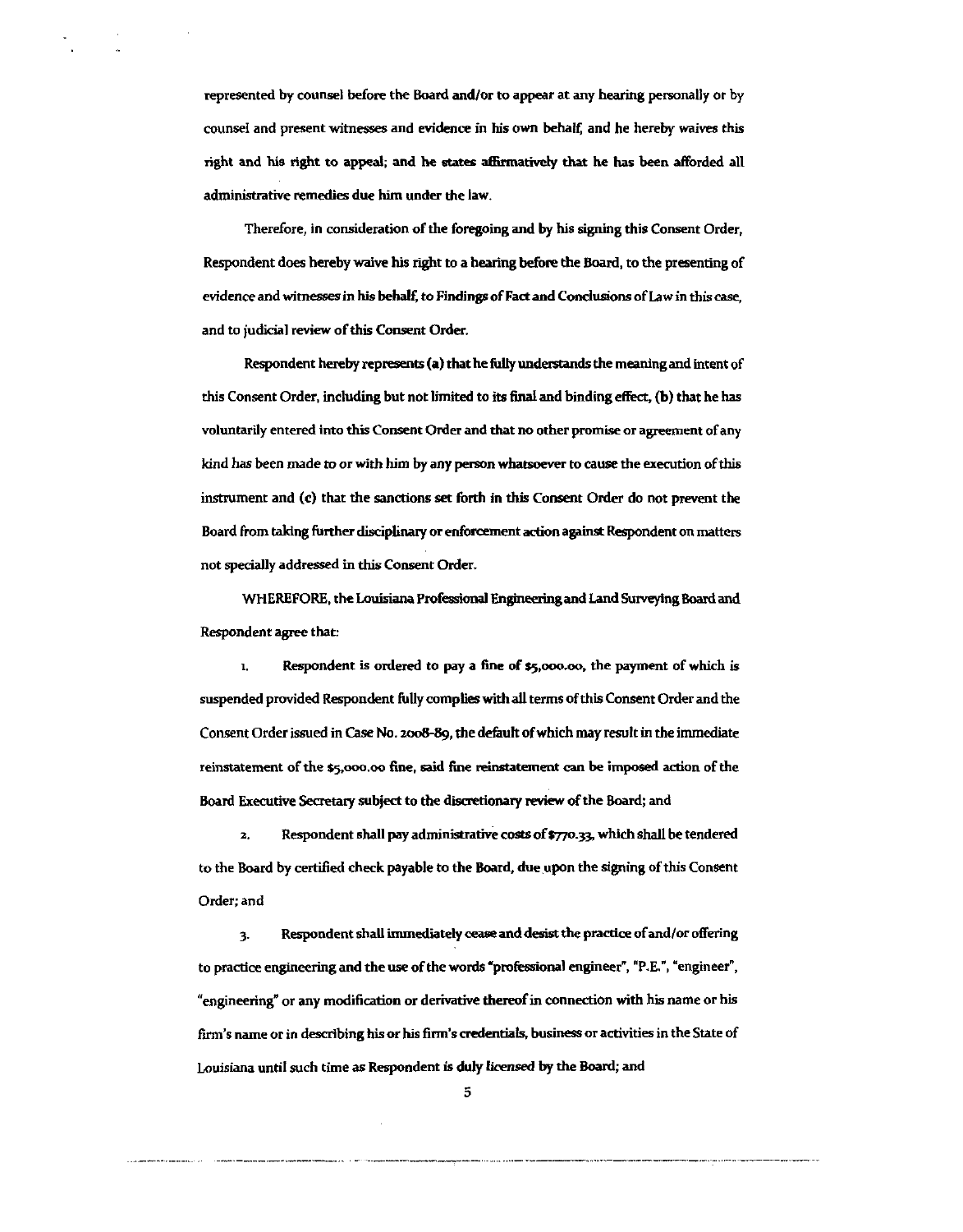represented by counsel before the Board and/or to appear at any hearing personally or by counsel and present witnesses and evidence in his own behalf, and he hereby waives this right and his right to appeal; and he states affirmatively that he has been afforded all administrative remedies due him under the law.

Therefore, in consideration of the foregoing and by his signing this Consent Order, Respondent does hereby waive his right to a hearing before the Board, to the presenting of evidence and witnesses in his behalf, to Findings of Fact and Conclusions of Law in this case, and to judicial review of this Consent Order.

Respondent hereby represents (a) that he fully understands the meaning and intent of this Consent Order, including but not limited to its final and binding effect, (b) that he has voluntarily entered into this Consent Order and that no other promise or agreement of any kind has been made to or with him by any person whatsoever to cause the execution of this instrument and (c) that the sanctions set forth in this Consent Order do not prevent the Board from taking further disciplinary or enforcement action against Respondent on matters not specially addressed in this Consent Order.

WHEREFORE, the Louisiana Professional Engineering and Land Surveying Board and Respondent agree that:

1. Respondent is ordered to pay a fine of $5,000.00, the payment of which is suspended provided Respondent fully complies with all terms of this Consent Order and the Consent Order issued in Case No. 2008-89, the default of which may result in the immediate reinstatement of the $5,000.00 fine, said fine reinstatement can be imposed action of the Board Executive Secretary subject to the discretionary review of the Board; and

2. Respondent shall pay administrative costs of $770.33, which shall be tendered to the Board by certified check payable to the Board, due upon the signing of this Consent Order; and

3. Respondent shall immediately cease and desist the practice of and/or offering to practice engineering and the use of the words "professional engineer", "P.E.", "engineer", "engineering" or any modification or derivative thereof in connection with his name or his firm's name or in describing his or his firm's credentials, business or activities in the State of Louisiana until such time as Respondent is duly licensed by the Board; and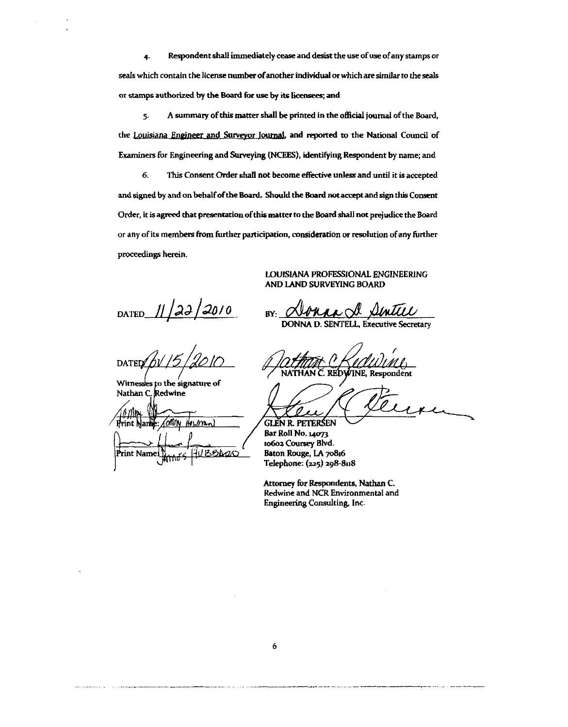4. Respondent shall immediately cease and desist the use of use of any stamps or seals which contain the license number of another individual or which are similar to the seals or stamps authorized by the Board for use by its licensees; and

5. A summary of this matter shall be printed in the official journal of the Board, the Louisiana Engineer and Surveyor Journal, and reported to the National Council of Examiners for Engineering and Surveying (NCEES), identifying Respondent by name; and

6. This Consent Order shall not become effective unless and until it is accepted and signed by and on behalf of the Board. Should the Board not accept and sign this Consent Order, it is agreed that presentation of this matter to the Board shall not prejudice the Board or any of its members from further participation, consideration or resolution of any further proceedings herein.

LOUISIANA PROFESSIONAL ENGINEERING AND LAND SURVEYING BOARD

DATED 11/22/2010

BY: Donna D. Sentell
DONNA D. SENTELL, Executive Secretary

DATED 11/15/2010

Nathan C. Redwine
NATHAN C. REDWINE, Respondent

Witnesses to the signature of Nathan C. Redwine

Print Name: Tommy Holman

Print Name: James Hubbard

Glen R. Petersen
GLEN R. PETERSEN
Bar Roll No. 14073
10602 Coursey Blvd.
Baton Rouge, LA 70816
Telephone: (225) 298-8118

Attorney for Respondents, Nathan C. Redwine and NCR Environmental and Engineering Consulting, Inc.